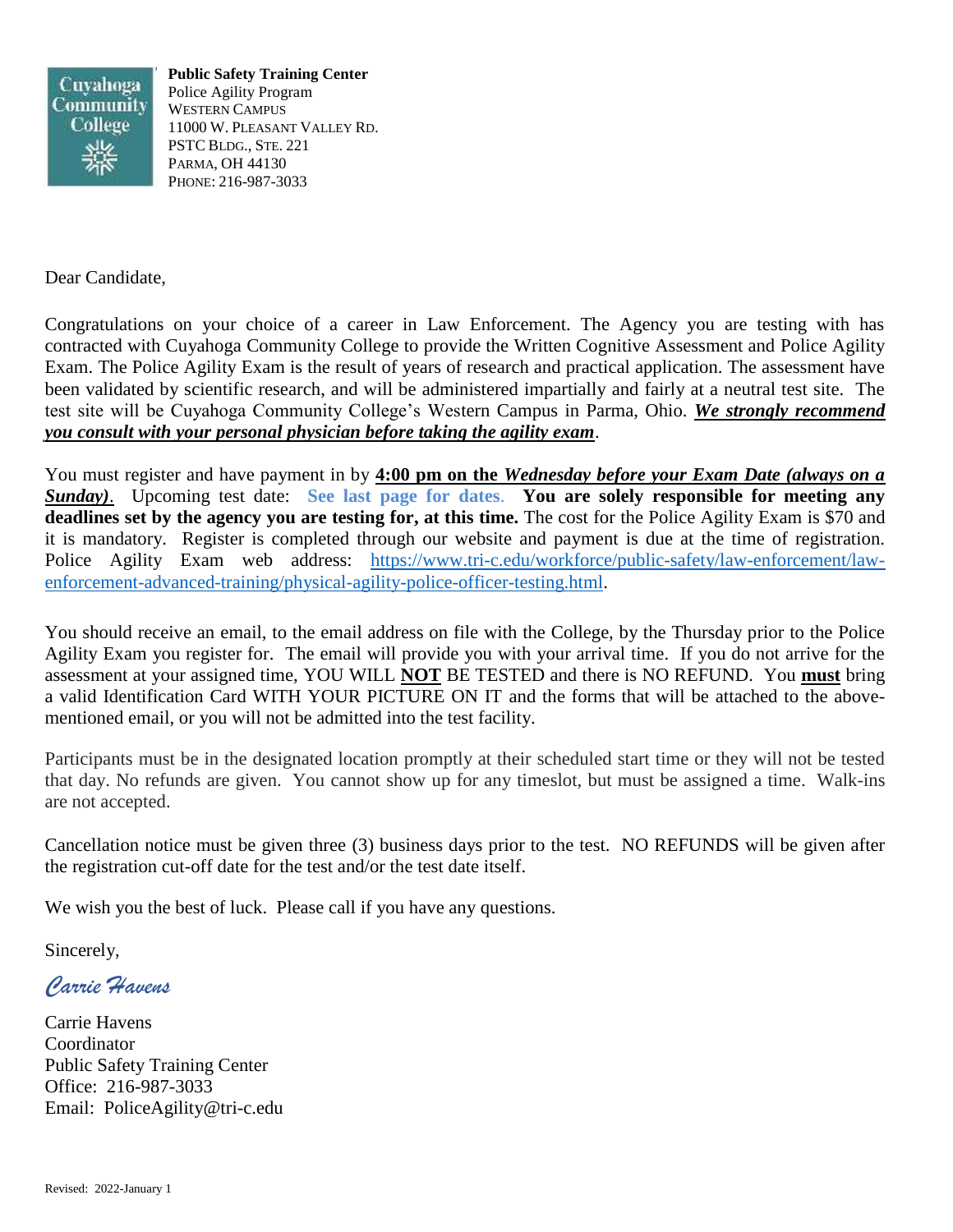Cuyahoga Community College

**Public Safety Training Center**
Police Agility Program
WESTERN CAMPUS
11000 W. PLEASANT VALLEY RD.
PSTC BLDG., STE. 221
PARMA, OH 44130
PHONE: 216-987-3033

Dear Candidate,

Congratulations on your choice of a career in Law Enforcement. The Agency you are testing with has contracted with Cuyahoga Community College to provide the Written Cognitive Assessment and Police Agility Exam. The Police Agility Exam is the result of years of research and practical application. The assessment have been validated by scientific research, and will be administered impartially and fairly at a neutral test site. The test site will be Cuyahoga Community College's Western Campus in Parma, Ohio. ***We strongly recommend you consult with your personal physician before taking the agility exam***.

You must register and have payment in by **4:00 pm on the *Wednesday before your Exam Date (always on a Sunday)***. Upcoming test date: **See last page for dates**. **You are solely responsible for meeting any deadlines set by the agency you are testing for, at this time.** The cost for the Police Agility Exam is $70 and it is mandatory. Register is completed through our website and payment is due at the time of registration. Police Agility Exam web address: https://www.tri-c.edu/workforce/public-safety/law-enforcement/law-enforcement-advanced-training/physical-agility-police-officer-testing.html.

You should receive an email, to the email address on file with the College, by the Thursday prior to the Police Agility Exam you register for. The email will provide you with your arrival time. If you do not arrive for the assessment at your assigned time, YOU WILL **NOT** BE TESTED and there is NO REFUND. You **must** bring a valid Identification Card WITH YOUR PICTURE ON IT and the forms that will be attached to the above-mentioned email, or you will not be admitted into the test facility.

Participants must be in the designated location promptly at their scheduled start time or they will not be tested that day. No refunds are given. You cannot show up for any timeslot, but must be assigned a time. Walk-ins are not accepted.

Cancellation notice must be given three (3) business days prior to the test. NO REFUNDS will be given after the registration cut-off date for the test and/or the test date itself.

We wish you the best of luck. Please call if you have any questions.

Sincerely,

*Carrie Havens*

Carrie Havens
Coordinator
Public Safety Training Center
Office: 216-987-3033
Email: PoliceAgility@tri-c.edu

Revised: 2022-January 1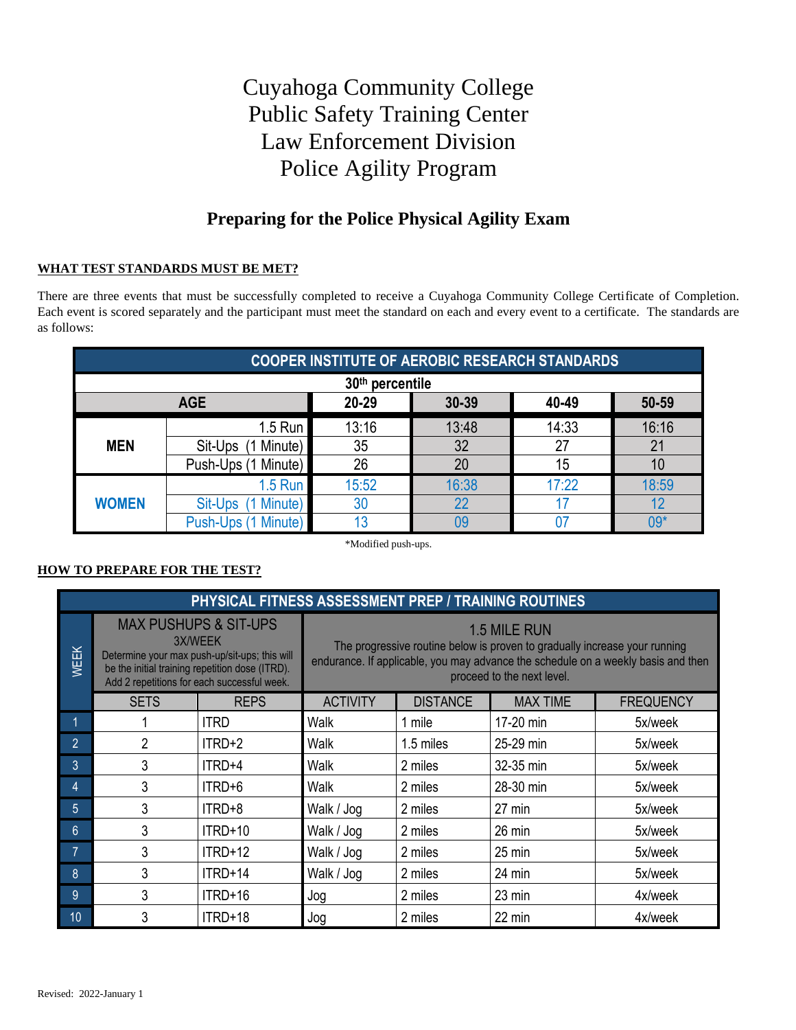# Cuyahoga Community College
# Public Safety Training Center
# Law Enforcement Division
# Police Agility Program

## Preparing for the Police Physical Agility Exam

**WHAT TEST STANDARDS MUST BE MET?**

There are three events that must be successfully completed to receive a Cuyahoga Community College Certificate of Completion. Each event is scored separately and the participant must meet the standard on each and every event to a certificate. The standards are as follows:

| COOPER INSTITUTE OF AEROBIC RESEARCH STANDARDS | | | | | |
|---|---|---|---|---|---|
| 30th percentile | | | | | |
| AGE | | 20-29 | 30-39 | 40-49 | 50-59 |
| MEN | 1.5 Run | 13:16 | 13:48 | 14:33 | 16:16 |
| | Sit-Ups (1 Minute) | 35 | 32 | 27 | 21 |
| | Push-Ups (1 Minute) | 26 | 20 | 15 | 10 |
| WOMEN | 1.5 Run | 15:52 | 16:38 | 17:22 | 18:59 |
| | Sit-Ups (1 Minute) | 30 | 22 | 17 | 12 |
| | Push-Ups (1 Minute) | 13 | 09 | 07 | 09* |

*Modified push-ups.

**HOW TO PREPARE FOR THE TEST?**

| PHYSICAL FITNESS ASSESSMENT PREP / TRAINING ROUTINES | | | | | | |
|---|---|---|---|---|---|---|
| WEEK | MAX PUSHUPS & SIT-UPS 3X/WEEK Determine your max push-up/sit-ups; this will be the initial training repetition dose (ITRD). Add 2 repetitions for each successful week. | | 1.5 MILE RUN The progressive routine below is proven to gradually increase your running endurance. If applicable, you may advance the schedule on a weekly basis and then proceed to the next level. | | | |
| | SETS | REPS | ACTIVITY | DISTANCE | MAX TIME | FREQUENCY |
| 1 | 1 | ITRD | Walk | 1 mile | 17-20 min | 5x/week |
| 2 | 2 | ITRD+2 | Walk | 1.5 miles | 25-29 min | 5x/week |
| 3 | 3 | ITRD+4 | Walk | 2 miles | 32-35 min | 5x/week |
| 4 | 3 | ITRD+6 | Walk | 2 miles | 28-30 min | 5x/week |
| 5 | 3 | ITRD+8 | Walk / Jog | 2 miles | 27 min | 5x/week |
| 6 | 3 | ITRD+10 | Walk / Jog | 2 miles | 26 min | 5x/week |
| 7 | 3 | ITRD+12 | Walk / Jog | 2 miles | 25 min | 5x/week |
| 8 | 3 | ITRD+14 | Walk / Jog | 2 miles | 24 min | 5x/week |
| 9 | 3 | ITRD+16 | Jog | 2 miles | 23 min | 4x/week |
| 10 | 3 | ITRD+18 | Jog | 2 miles | 22 min | 4x/week |

Revised: 2022-January 1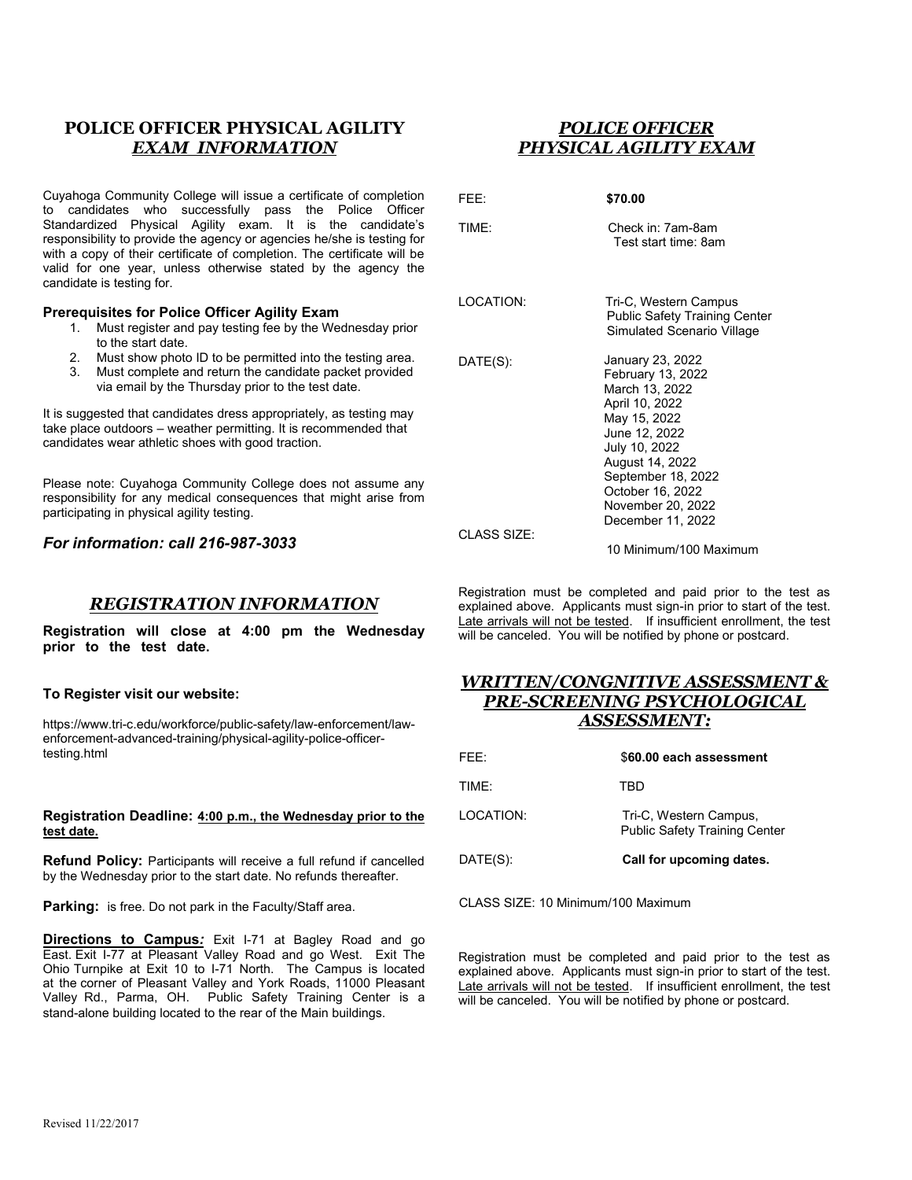## POLICE OFFICER PHYSICAL AGILITY *EXAM INFORMATION*

Cuyahoga Community College will issue a certificate of completion to candidates who successfully pass the Police Officer Standardized Physical Agility exam. It is the candidate's responsibility to provide the agency or agencies he/she is testing for with a copy of their certificate of completion. The certificate will be valid for one year, unless otherwise stated by the agency the candidate is testing for.

**Prerequisites for Police Officer Agility Exam**

1. Must register and pay testing fee by the Wednesday prior to the start date.
2. Must show photo ID to be permitted into the testing area.
3. Must complete and return the candidate packet provided via email by the Thursday prior to the test date.

It is suggested that candidates dress appropriately, as testing may take place outdoors – weather permitting. It is recommended that candidates wear athletic shoes with good traction.

Please note: Cuyahoga Community College does not assume any responsibility for any medical consequences that might arise from participating in physical agility testing.

***For information: call 216-987-3033***

## *REGISTRATION INFORMATION*

**Registration will close at 4:00 pm the Wednesday prior to the test date.**

**To Register visit our website:**

https://www.tri-c.edu/workforce/public-safety/law-enforcement/law-enforcement-advanced-training/physical-agility-police-officer-testing.html

**Registration Deadline: 4:00 p.m., the Wednesday prior to the test date.**

**Refund Policy:** Participants will receive a full refund if cancelled by the Wednesday prior to the start date. No refunds thereafter.

**Parking:** is free. Do not park in the Faculty/Staff area.

**Directions to Campus:** Exit I-71 at Bagley Road and go East. Exit I-77 at Pleasant Valley Road and go West. Exit The Ohio Turnpike at Exit 10 to I-71 North. The Campus is located at the corner of Pleasant Valley and York Roads, 11000 Pleasant Valley Rd., Parma, OH. Public Safety Training Center is a stand-alone building located to the rear of the Main buildings.

## *POLICE OFFICER PHYSICAL AGILITY EXAM*

| | |
|---|---|
| FEE: | **$70.00** |
| TIME: | Check in: 7am-8am<br>Test start time: 8am |
| LOCATION: | Tri-C, Western Campus<br>Public Safety Training Center<br>Simulated Scenario Village |
| DATE(S): | January 23, 2022<br>February 13, 2022<br>March 13, 2022<br>April 10, 2022<br>May 15, 2022<br>June 12, 2022<br>July 10, 2022<br>August 14, 2022<br>September 18, 2022<br>October 16, 2022<br>November 20, 2022<br>December 11, 2022 |
| CLASS SIZE: | 10 Minimum/100 Maximum |

Registration must be completed and paid prior to the test as explained above. Applicants must sign-in prior to start of the test. Late arrivals will not be tested. If insufficient enrollment, the test will be canceled. You will be notified by phone or postcard.

## *WRITTEN/CONGNITIVE ASSESSMENT & PRE-SCREENING PSYCHOLOGICAL ASSESSMENT:*

| | |
|---|---|
| FEE: | $**60.00 each assessment** |
| TIME: | TBD |
| LOCATION: | Tri-C, Western Campus,<br>Public Safety Training Center |
| DATE(S): | **Call for upcoming dates.** |

CLASS SIZE: 10 Minimum/100 Maximum

Registration must be completed and paid prior to the test as explained above. Applicants must sign-in prior to start of the test. Late arrivals will not be tested. If insufficient enrollment, the test will be canceled. You will be notified by phone or postcard.

Revised 11/22/2017